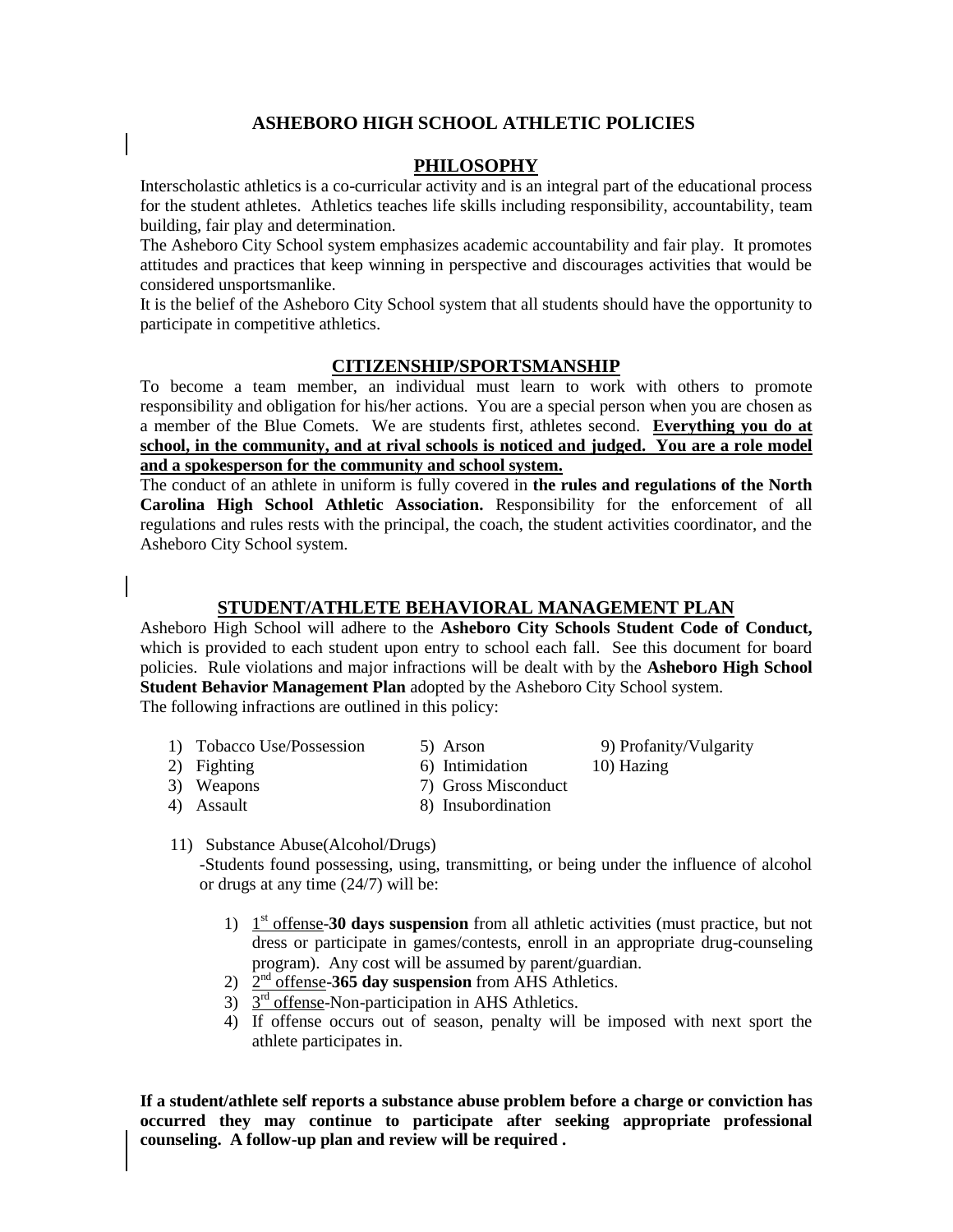# ASHEBORO HIGH SCHOOL ATHLETIC POLICIES

## PHILOSOPHY

Interscholastic athletics is a co-curricular activity and is an integral part of the educational process for the student athletes. Athletics teaches life skills including responsibility, accountability, team building, fair play and determination.

The Asheboro City School system emphasizes academic accountability and fair play. It promotes attitudes and practices that keep winning in perspective and discourages activities that would be considered unsportsmanlike.

It is the belief of the Asheboro City School system that all students should have the opportunity to participate in competitive athletics.

## CITIZENSHIP/SPORTSMANSHIP

To become a team member, an individual must learn to work with others to promote responsibility and obligation for his/her actions. You are a special person when you are chosen as a member of the Blue Comets. We are students first, athletes second. **Everything you do at school, in the community, and at rival schools is noticed and judged. You are a role model and a spokesperson for the community and school system.**

The conduct of an athlete in uniform is fully covered in **the rules and regulations of the North Carolina High School Athletic Association.** Responsibility for the enforcement of all regulations and rules rests with the principal, the coach, the student activities coordinator, and the Asheboro City School system.

## STUDENT/ATHLETE BEHAVIORAL MANAGEMENT PLAN

Asheboro High School will adhere to the **Asheboro City Schools Student Code of Conduct,** which is provided to each student upon entry to school each fall. See this document for board policies. Rule violations and major infractions will be dealt with by the **Asheboro High School Student Behavior Management Plan** adopted by the Asheboro City School system.

The following infractions are outlined in this policy:

1) Tobacco Use/Possession
2) Fighting
3) Weapons
4) Assault
5) Arson
6) Intimidation
7) Gross Misconduct
8) Insubordination
9) Profanity/Vulgarity
10) Hazing
11) Substance Abuse(Alcohol/Drugs)

    -Students found possessing, using, transmitting, or being under the influence of alcohol or drugs at any time (24/7) will be:

    1) 1st offense-**30 days suspension** from all athletic activities (must practice, but not dress or participate in games/contests, enroll in an appropriate drug-counseling program). Any cost will be assumed by parent/guardian.
    2) 2nd offense-**365 day suspension** from AHS Athletics.
    3) 3rd offense-Non-participation in AHS Athletics.
    4) If offense occurs out of season, penalty will be imposed with next sport the athlete participates in.

**If a student/athlete self reports a substance abuse problem before a charge or conviction has occurred they may continue to participate after seeking appropriate professional counseling. A follow-up plan and review will be required .**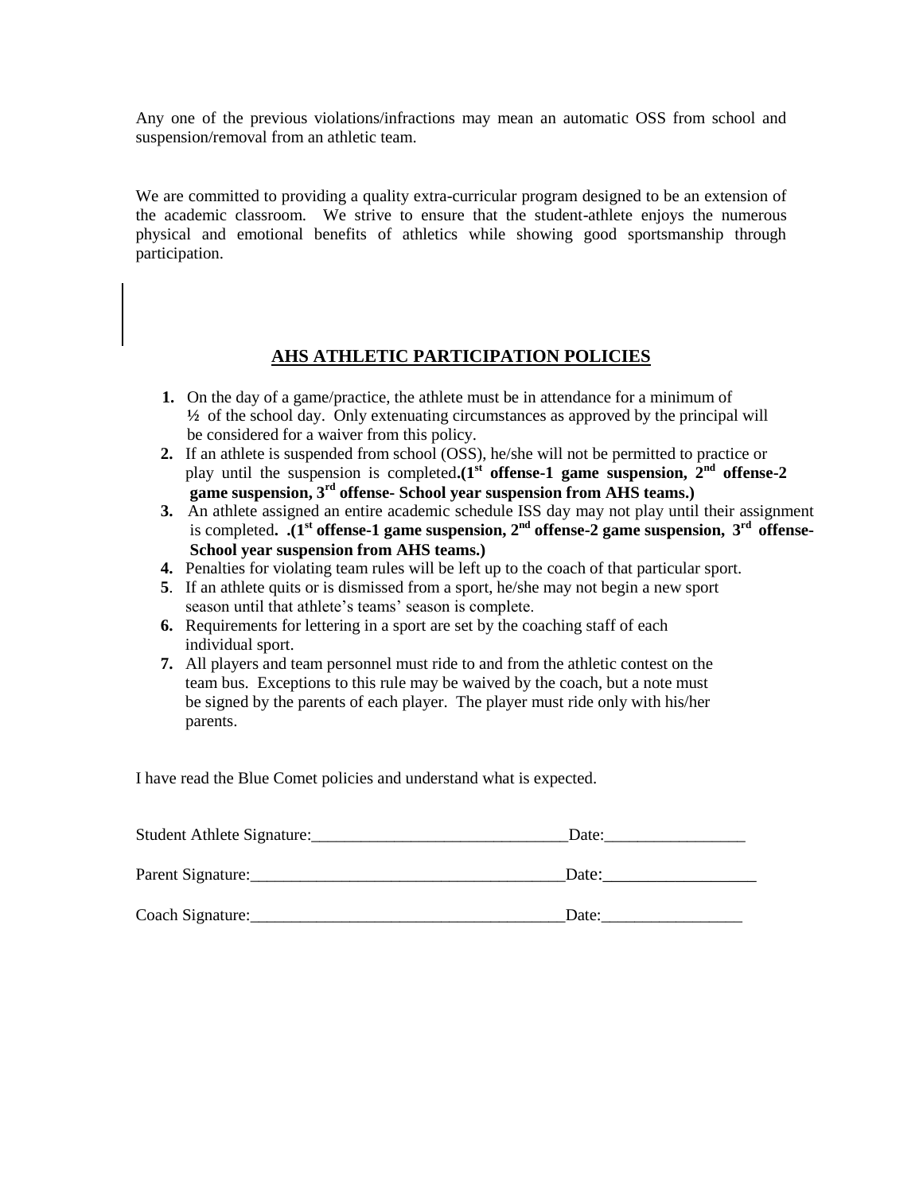Any one of the previous violations/infractions may mean an automatic OSS from school and suspension/removal from an athletic team.

We are committed to providing a quality extra-curricular program designed to be an extension of the academic classroom. We strive to ensure that the student-athlete enjoys the numerous physical and emotional benefits of athletics while showing good sportsmanship through participation.

## AHS ATHLETIC PARTICIPATION POLICIES

1. On the day of a game/practice, the athlete must be in attendance for a minimum of ½ of the school day. Only extenuating circumstances as approved by the principal will be considered for a waiver from this policy.
2. If an athlete is suspended from school (OSS), he/she will not be permitted to practice or play until the suspension is completed**.(1st offense-1 game suspension, 2nd offense-2 game suspension, 3rd offense- School year suspension from AHS teams.)**
3. An athlete assigned an entire academic schedule ISS day may not play until their assignment is completed**. .(1st offense-1 game suspension, 2nd offense-2 game suspension, 3rd offense- School year suspension from AHS teams.)**
4. Penalties for violating team rules will be left up to the coach of that particular sport.
5. If an athlete quits or is dismissed from a sport, he/she may not begin a new sport season until that athlete's teams' season is complete.
6. Requirements for lettering in a sport are set by the coaching staff of each individual sport.
7. All players and team personnel must ride to and from the athletic contest on the team bus. Exceptions to this rule may be waived by the coach, but a note must be signed by the parents of each player. The player must ride only with his/her parents.

I have read the Blue Comet policies and understand what is expected.

Student Athlete Signature:______________________________Date:________________

Parent Signature:_____________________________________Date:_________________

Coach Signature:_____________________________________Date:________________